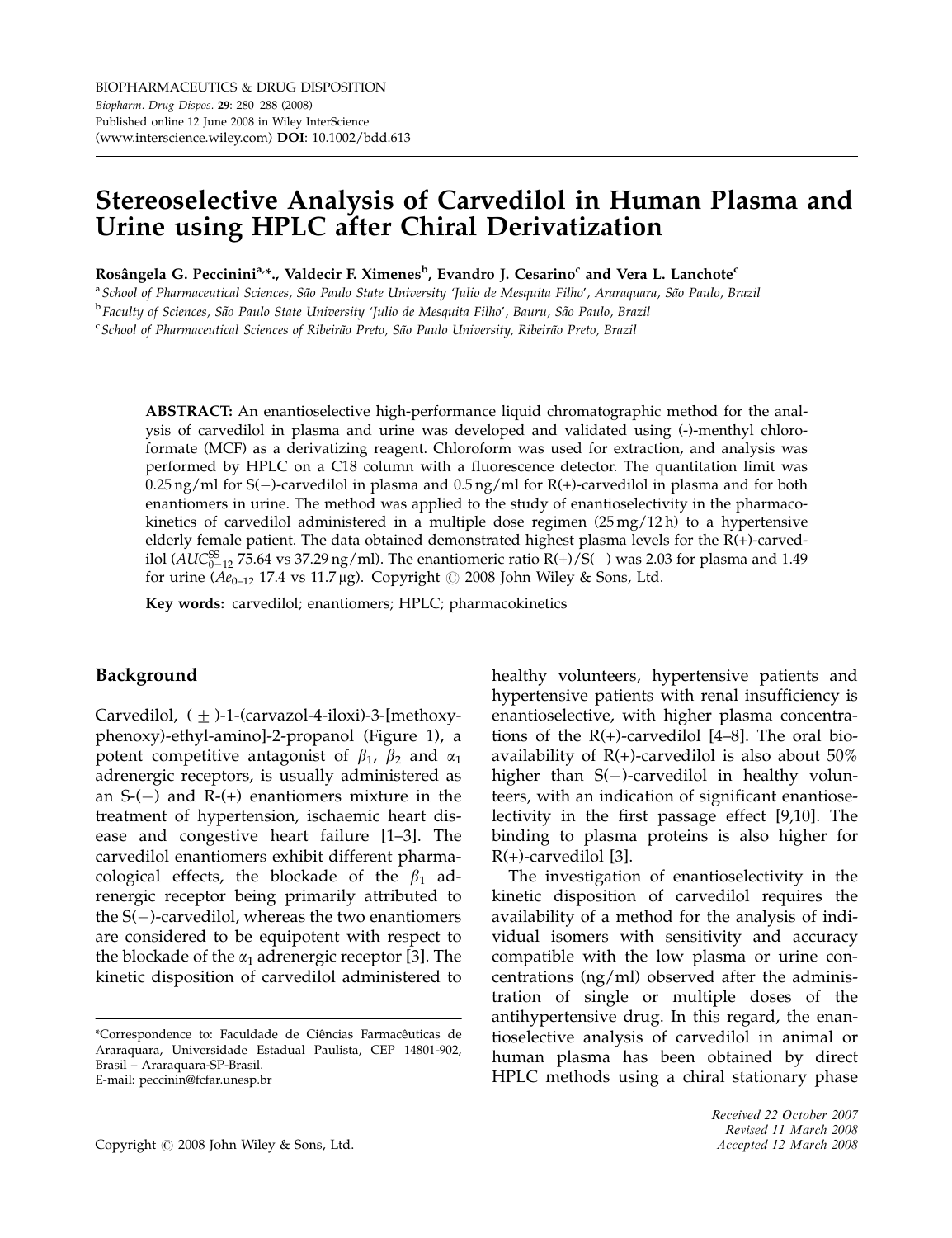# Stereoselective Analysis of Carvedilol in Human Plasma and Urine using HPLC after Chiral Derivatization

Rosângela G. Peccinini[a,*], Valdecir F. Ximenes[b], Evandro J. Cesarino[c] and Vera L. Lanchote[c]

[a] *School of Pharmaceutical Sciences, São Paulo State University 'Julio de Mesquita Filho', Araraquara, São Paulo, Brazil*

[b] *Faculty of Sciences, São Paulo State University 'Julio de Mesquita Filho', Bauru, São Paulo, Brazil*

[c] *School of Pharmaceutical Sciences of Ribeirão Preto, São Paulo University, Ribeirão Preto, Brazil*

**ABSTRACT:** An enantioselective high-performance liquid chromatographic method for the analysis of carvedilol in plasma and urine was developed and validated using (-)-menthyl chloroformate (MCF) as a derivatizing reagent. Chloroform was used for extraction, and analysis was performed by HPLC on a C18 column with a fluorescence detector. The quantitation limit was 0.25 ng/ml for S(−)-carvedilol in plasma and 0.5 ng/ml for R(+)-carvedilol in plasma and for both enantiomers in urine. The method was applied to the study of enantioselectivity in the pharmacokinetics of carvedilol administered in a multiple dose regimen (25 mg/12 h) to a hypertensive elderly female patient. The data obtained demonstrated highest plasma levels for the R(+)-carvedilol ($AUC^{SS}_{0-12}$ 75.64 vs 37.29 ng/ml). The enantiomeric ratio R(+)/S(−) was 2.03 for plasma and 1.49 for urine ($Ae_{0-12}$ 17.4 vs 11.7 μg). Copyright © 2008 John Wiley & Sons, Ltd.

**Key words:** carvedilol; enantiomers; HPLC; pharmacokinetics

## Background

Carvedilol, (±)-1-(carvazol-4-iloxi)-3-[methoxyphenoxy)-ethyl-amino]-2-propanol (Figure 1), a potent competitive antagonist of $\beta_1$, $\beta_2$ and $\alpha_1$ adrenergic receptors, is usually administered as an S-(−) and R-(+) enantiomers mixture in the treatment of hypertension, ischaemic heart disease and congestive heart failure [1–3]. The carvedilol enantiomers exhibit different pharmacological effects, the blockade of the $\beta_1$ adrenergic receptor being primarily attributed to the S(−)-carvedilol, whereas the two enantiomers are considered to be equipotent with respect to the blockade of the $\alpha_1$ adrenergic receptor [3]. The kinetic disposition of carvedilol administered to healthy volunteers, hypertensive patients and hypertensive patients with renal insufficiency is enantioselective, with higher plasma concentrations of the R(+)-carvedilol [4–8]. The oral bioavailability of R(+)-carvedilol is also about 50% higher than S(−)-carvedilol in healthy volunteers, with an indication of significant enantioselectivity in the first passage effect [9,10]. The binding to plasma proteins is also higher for R(+)-carvedilol [3].

The investigation of enantioselectivity in the kinetic disposition of carvedilol requires the availability of a method for the analysis of individual isomers with sensitivity and accuracy compatible with the low plasma or urine concentrations (ng/ml) observed after the administration of single or multiple doses of the antihypertensive drug. In this regard, the enantioselective analysis of carvedilol in animal or human plasma has been obtained by direct HPLC methods using a chiral stationary phase

*Correspondence to: Faculdade de Ciências Farmacêuticas de Araraquara, Universidade Estadual Paulista, CEP 14801-902, Brasil – Araraquara-SP-Brasil.
E-mail: peccinin@fcfar.unesp.br

*Received 22 October 2007*
*Revised 11 March 2008*
*Accepted 12 March 2008*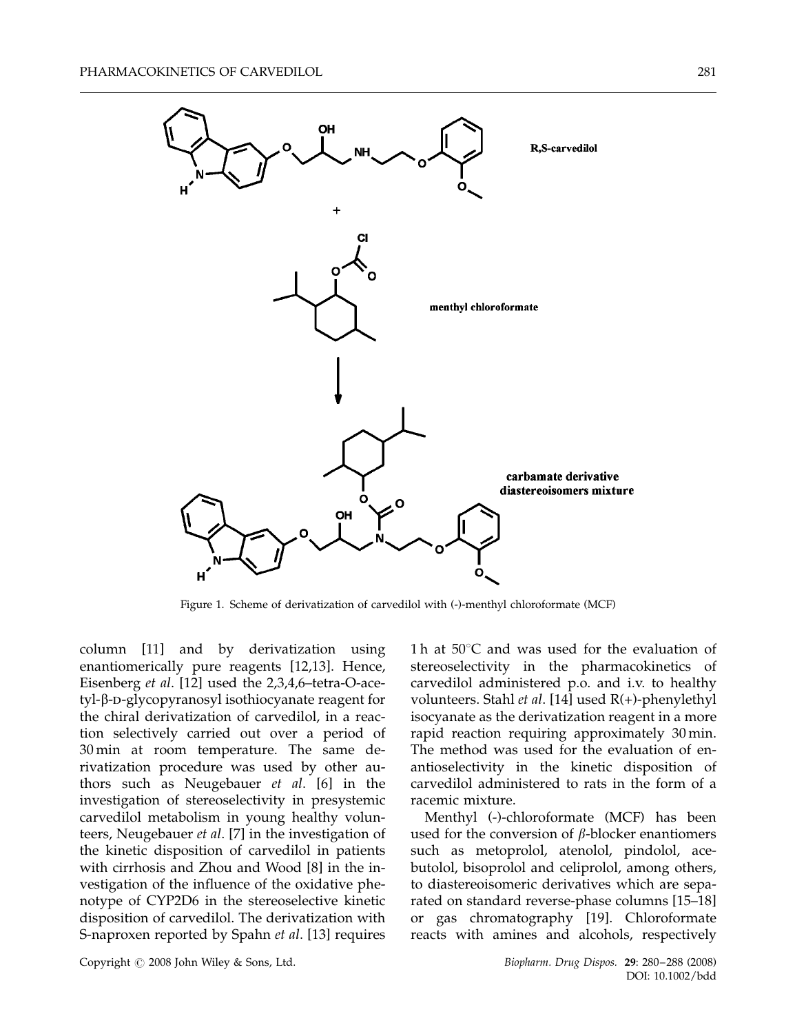R,S-carvedilol

+

menthyl chloroformate

carbamate derivative
diastereoisomers mixture

Figure 1. Scheme of derivatization of carvedilol with (-)-menthyl chloroformate (MCF)

column [11] and by derivatization using enantiomerically pure reagents [12,13]. Hence, Eisenberg *et al*. [12] used the 2,3,4,6–tetra-O-acetyl-β-D-glycopyranosyl isothiocyanate reagent for the chiral derivatization of carvedilol, in a reaction selectively carried out over a period of 30 min at room temperature. The same derivatization procedure was used by other authors such as Neugebauer *et al*. [6] in the investigation of stereoselectivity in presystemic carvedilol metabolism in young healthy volunteers, Neugebauer *et al*. [7] in the investigation of the kinetic disposition of carvedilol in patients with cirrhosis and Zhou and Wood [8] in the investigation of the influence of the oxidative phenotype of CYP2D6 in the stereoselective kinetic disposition of carvedilol. The derivatization with S-naproxen reported by Spahn *et al*. [13] requires 1 h at 50°C and was used for the evaluation of stereoselectivity in the pharmacokinetics of carvedilol administered p.o. and i.v. to healthy volunteers. Stahl *et al*. [14] used R(+)-phenylethyl isocyanate as the derivatization reagent in a more rapid reaction requiring approximately 30 min. The method was used for the evaluation of enantioselectivity in the kinetic disposition of carvedilol administered to rats in the form of a racemic mixture.

Menthyl (-)-chloroformate (MCF) has been used for the conversion of $\beta$-blocker enantiomers such as metoprolol, atenolol, pindolol, acebutolol, bisoprolol and celiprolol, among others, to diastereoisomeric derivatives which are separated on standard reverse-phase columns [15–18] or gas chromatography [19]. Chloroformate reacts with amines and alcohols, respectively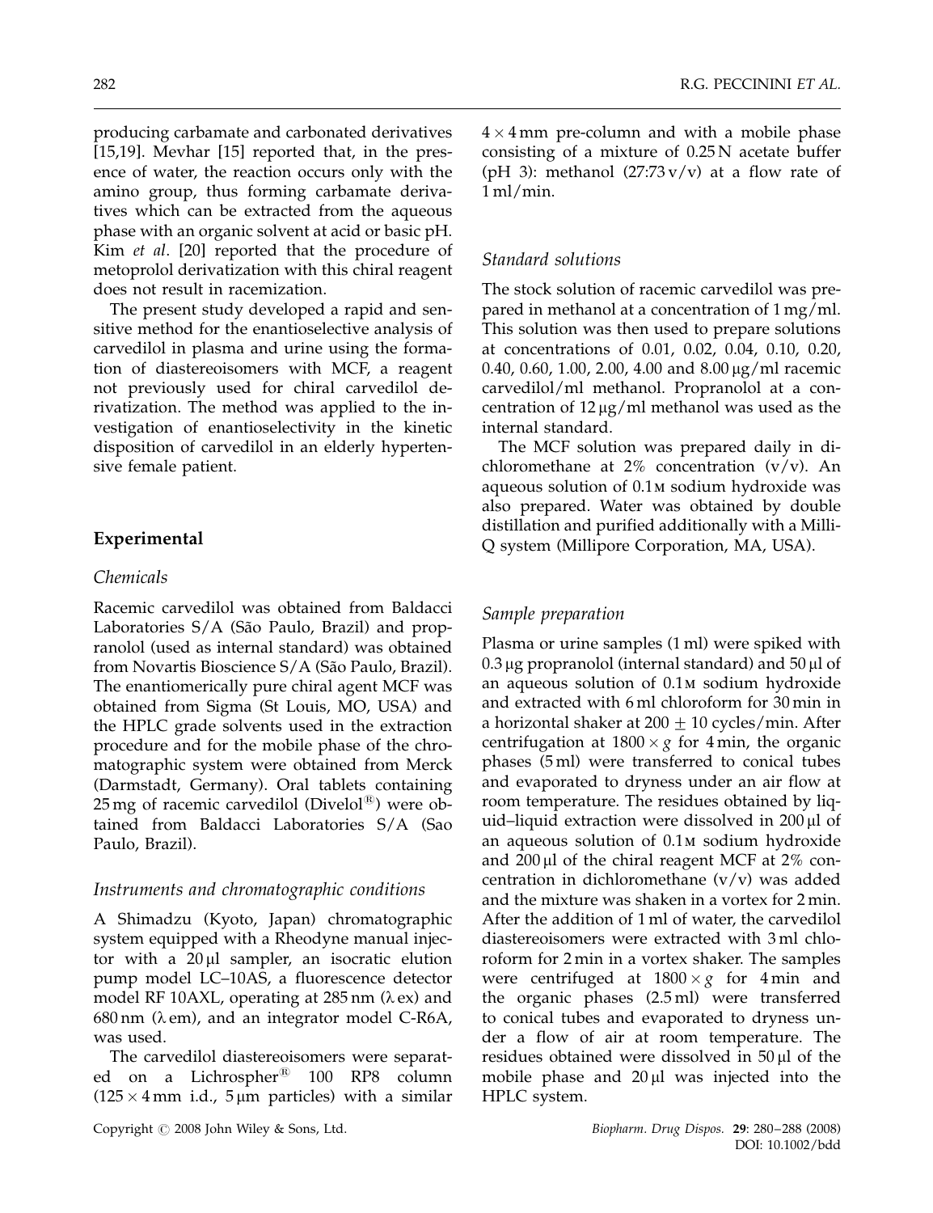producing carbamate and carbonated derivatives [15,19]. Mevhar [15] reported that, in the presence of water, the reaction occurs only with the amino group, thus forming carbamate derivatives which can be extracted from the aqueous phase with an organic solvent at acid or basic pH. Kim *et al*. [20] reported that the procedure of metoprolol derivatization with this chiral reagent does not result in racemization.

The present study developed a rapid and sensitive method for the enantioselective analysis of carvedilol in plasma and urine using the formation of diastereoisomers with MCF, a reagent not previously used for chiral carvedilol derivatization. The method was applied to the investigation of enantioselectivity in the kinetic disposition of carvedilol in an elderly hypertensive female patient.

## Experimental

### Chemicals

Racemic carvedilol was obtained from Baldacci Laboratories S/A (São Paulo, Brazil) and propranolol (used as internal standard) was obtained from Novartis Bioscience S/A (São Paulo, Brazil). The enantiomerically pure chiral agent MCF was obtained from Sigma (St Louis, MO, USA) and the HPLC grade solvents used in the extraction procedure and for the mobile phase of the chromatographic system were obtained from Merck (Darmstadt, Germany). Oral tablets containing 25 mg of racemic carvedilol (Divelol®) were obtained from Baldacci Laboratories S/A (Sao Paulo, Brazil).

### Instruments and chromatographic conditions

A Shimadzu (Kyoto, Japan) chromatographic system equipped with a Rheodyne manual injector with a 20 μl sampler, an isocratic elution pump model LC–10AS, a fluorescence detector model RF 10AXL, operating at 285 nm (λ ex) and 680 nm (λ em), and an integrator model C-R6A, was used.

The carvedilol diastereoisomers were separated on a Lichrospher® 100 RP8 column (125 × 4 mm i.d., 5 μm particles) with a similar 4 × 4 mm pre-column and with a mobile phase consisting of a mixture of 0.25 N acetate buffer (pH 3): methanol (27:73 v/v) at a flow rate of 1 ml/min.

### Standard solutions

The stock solution of racemic carvedilol was prepared in methanol at a concentration of 1 mg/ml. This solution was then used to prepare solutions at concentrations of 0.01, 0.02, 0.04, 0.10, 0.20, 0.40, 0.60, 1.00, 2.00, 4.00 and 8.00 μg/ml racemic carvedilol/ml methanol. Propranolol at a concentration of 12 μg/ml methanol was used as the internal standard.

The MCF solution was prepared daily in dichloromethane at 2% concentration (v/v). An aqueous solution of 0.1 M sodium hydroxide was also prepared. Water was obtained by double distillation and purified additionally with a Milli-Q system (Millipore Corporation, MA, USA).

### Sample preparation

Plasma or urine samples (1 ml) were spiked with 0.3 μg propranolol (internal standard) and 50 μl of an aqueous solution of 0.1 M sodium hydroxide and extracted with 6 ml chloroform for 30 min in a horizontal shaker at 200 ± 10 cycles/min. After centrifugation at 1800 × *g* for 4 min, the organic phases (5 ml) were transferred to conical tubes and evaporated to dryness under an air flow at room temperature. The residues obtained by liquid–liquid extraction were dissolved in 200 μl of an aqueous solution of 0.1 M sodium hydroxide and 200 μl of the chiral reagent MCF at 2% concentration in dichloromethane (v/v) was added and the mixture was shaken in a vortex for 2 min. After the addition of 1 ml of water, the carvedilol diastereoisomers were extracted with 3 ml chloroform for 2 min in a vortex shaker. The samples were centrifuged at 1800 × *g* for 4 min and the organic phases (2.5 ml) were transferred to conical tubes and evaporated to dryness under a flow of air at room temperature. The residues obtained were dissolved in 50 μl of the mobile phase and 20 μl was injected into the HPLC system.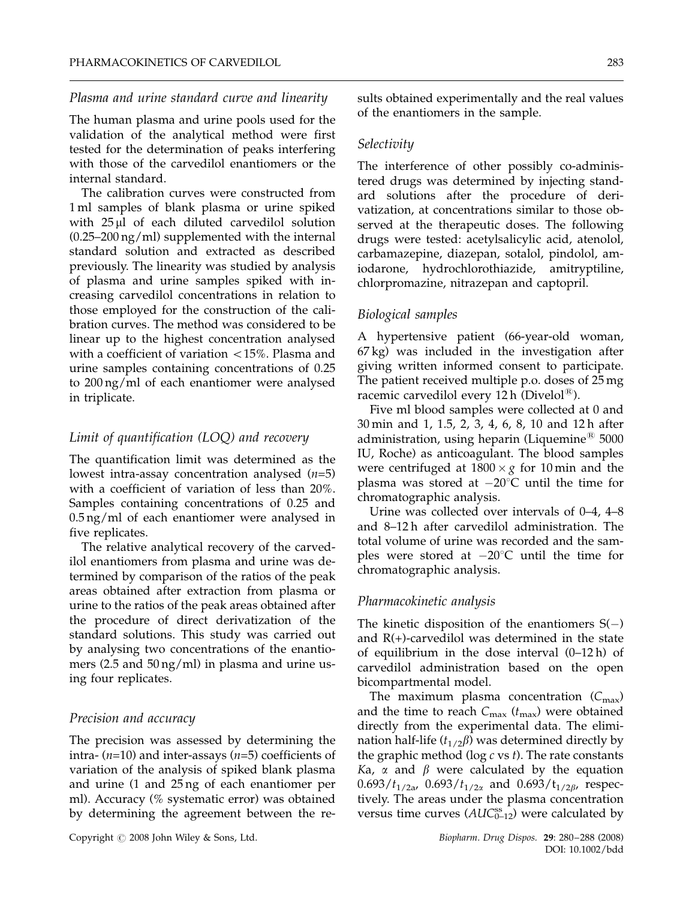### *Plasma and urine standard curve and linearity*

The human plasma and urine pools used for the validation of the analytical method were first tested for the determination of peaks interfering with those of the carvedilol enantiomers or the internal standard.

The calibration curves were constructed from 1 ml samples of blank plasma or urine spiked with 25 μl of each diluted carvedilol solution (0.25–200 ng/ml) supplemented with the internal standard solution and extracted as described previously. The linearity was studied by analysis of plasma and urine samples spiked with increasing carvedilol concentrations in relation to those employed for the construction of the calibration curves. The method was considered to be linear up to the highest concentration analysed with a coefficient of variation <15%. Plasma and urine samples containing concentrations of 0.25 to 200 ng/ml of each enantiomer were analysed in triplicate.

### *Limit of quantification (LOQ) and recovery*

The quantification limit was determined as the lowest intra-assay concentration analysed ($n$=5) with a coefficient of variation of less than 20%. Samples containing concentrations of 0.25 and 0.5 ng/ml of each enantiomer were analysed in five replicates.

The relative analytical recovery of the carvedilol enantiomers from plasma and urine was determined by comparison of the ratios of the peak areas obtained after extraction from plasma or urine to the ratios of the peak areas obtained after the procedure of direct derivatization of the standard solutions. This study was carried out by analysing two concentrations of the enantiomers (2.5 and 50 ng/ml) in plasma and urine using four replicates.

### *Precision and accuracy*

The precision was assessed by determining the intra- ($n$=10) and inter-assays ($n$=5) coefficients of variation of the analysis of spiked blank plasma and urine (1 and 25 ng of each enantiomer per ml). Accuracy (% systematic error) was obtained by determining the agreement between the results obtained experimentally and the real values of the enantiomers in the sample.

### *Selectivity*

The interference of other possibly co-administered drugs was determined by injecting standard solutions after the procedure of derivatization, at concentrations similar to those observed at the therapeutic doses. The following drugs were tested: acetylsalicylic acid, atenolol, carbamazepine, diazepan, sotalol, pindolol, amiodarone, hydrochlorothiazide, amitryptiline, chlorpromazine, nitrazepan and captopril.

### *Biological samples*

A hypertensive patient (66-year-old woman, 67 kg) was included in the investigation after giving written informed consent to participate. The patient received multiple p.o. doses of 25 mg racemic carvedilol every 12 h (Divelol®).

Five ml blood samples were collected at 0 and 30 min and 1, 1.5, 2, 3, 4, 6, 8, 10 and 12 h after administration, using heparin (Liquemine® 5000 IU, Roche) as anticoagulant. The blood samples were centrifuged at $1800 \times g$ for 10 min and the plasma was stored at $-20^{\circ}$C until the time for chromatographic analysis.

Urine was collected over intervals of 0–4, 4–8 and 8–12 h after carvedilol administration. The total volume of urine was recorded and the samples were stored at $-20^{\circ}$C until the time for chromatographic analysis.

### *Pharmacokinetic analysis*

The kinetic disposition of the enantiomers S(−) and R(+)-carvedilol was determined in the state of equilibrium in the dose interval (0–12 h) of carvedilol administration based on the open bicompartmental model.

The maximum plasma concentration ($C_{max}$) and the time to reach $C_{max}$ ($t_{max}$) were obtained directly from the experimental data. The elimination half-life ($t_{1/2}\beta$) was determined directly by the graphic method (log $c$ vs $t$). The rate constants $Ka$, $\alpha$ and $\beta$ were calculated by the equation $0.693/t_{1/2a}$, $0.693/t_{1/2\alpha}$ and $0.693/t_{1/2\beta}$, respectively. The areas under the plasma concentration versus time curves ($AUC^{ss}_{0\text{–}12}$) were calculated by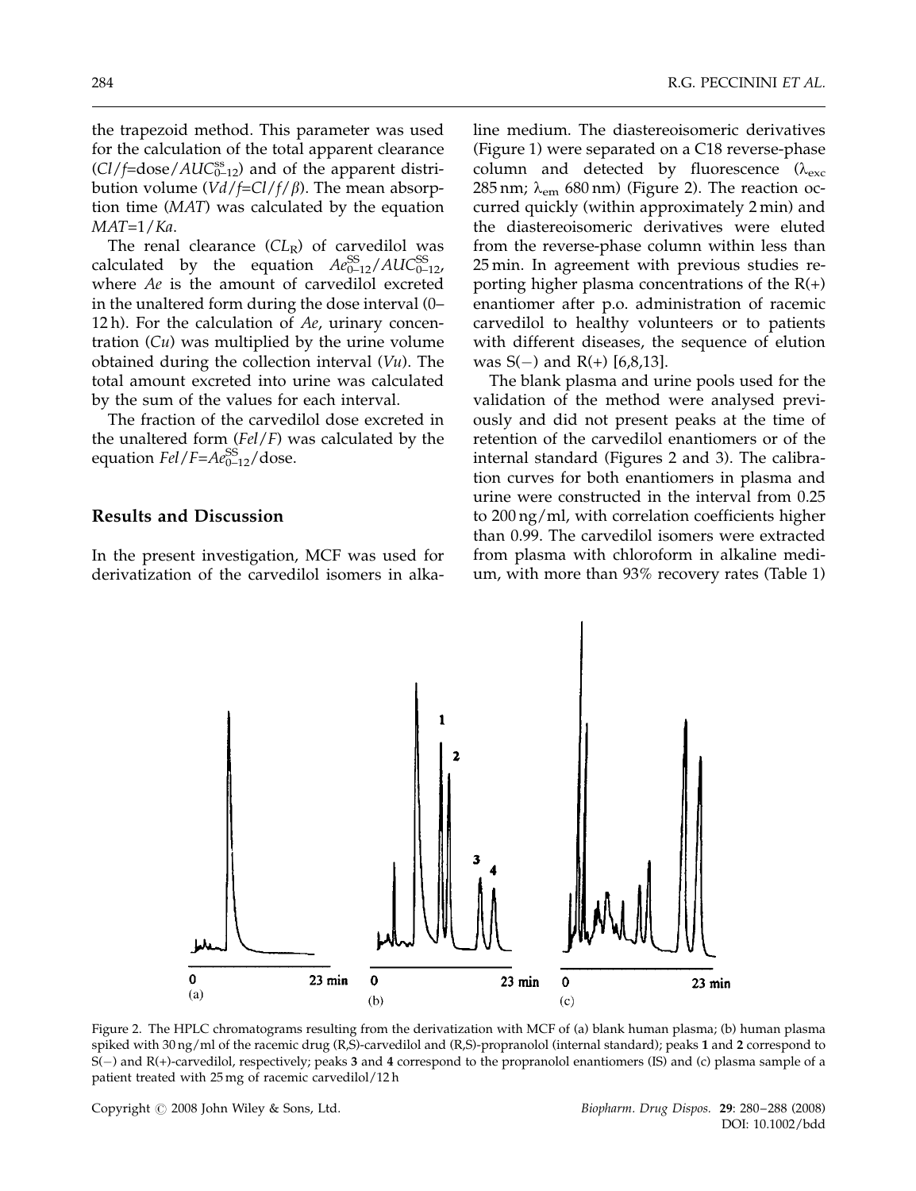the trapezoid method. This parameter was used for the calculation of the total apparent clearance ($Cl/f$=dose/$AUC_{0-12}^{ss}$) and of the apparent distribution volume ($Vd/f$=$Cl/f/\beta$). The mean absorption time (*MAT*) was calculated by the equation $MAT$=1/$Ka$.

The renal clearance ($CL_R$) of carvedilol was calculated by the equation $Ae_{0-12}^{SS}/AUC_{0-12}^{SS}$, where *Ae* is the amount of carvedilol excreted in the unaltered form during the dose interval (0–12 h). For the calculation of *Ae*, urinary concentration (*Cu*) was multiplied by the urine volume obtained during the collection interval (*Vu*). The total amount excreted into urine was calculated by the sum of the values for each interval.

The fraction of the carvedilol dose excreted in the unaltered form ($Fel/F$) was calculated by the equation $Fel/F$=$Ae_{0-12}^{SS}$/dose.

## Results and Discussion

In the present investigation, MCF was used for derivatization of the carvedilol isomers in alkaline medium. The diastereoisomeric derivatives (Figure 1) were separated on a C18 reverse-phase column and detected by fluorescence ($\lambda_{exc}$ 285 nm; $\lambda_{em}$ 680 nm) (Figure 2). The reaction occurred quickly (within approximately 2 min) and the diastereoisomeric derivatives were eluted from the reverse-phase column within less than 25 min. In agreement with previous studies reporting higher plasma concentrations of the R(+) enantiomer after p.o. administration of racemic carvedilol to healthy volunteers or to patients with different diseases, the sequence of elution was S(−) and R(+) [6,8,13].

The blank plasma and urine pools used for the validation of the method were analysed previously and did not present peaks at the time of retention of the carvedilol enantiomers or of the internal standard (Figures 2 and 3). The calibration curves for both enantiomers in plasma and urine were constructed in the interval from 0.25 to 200 ng/ml, with correlation coefficients higher than 0.99. The carvedilol isomers were extracted from plasma with chloroform in alkaline medium, with more than 93% recovery rates (Table 1)

0 23 min (a)

1 2 3 4

0 23 min (b)

0 23 min (c)

Figure 2. The HPLC chromatograms resulting from the derivatization with MCF of (a) blank human plasma; (b) human plasma spiked with 30 ng/ml of the racemic drug (R,S)-carvedilol and (R,S)-propranolol (internal standard); peaks **1** and **2** correspond to S(−) and R(+)-carvedilol, respectively; peaks **3** and **4** correspond to the propranolol enantiomers (IS) and (c) plasma sample of a patient treated with 25 mg of racemic carvedilol/12 h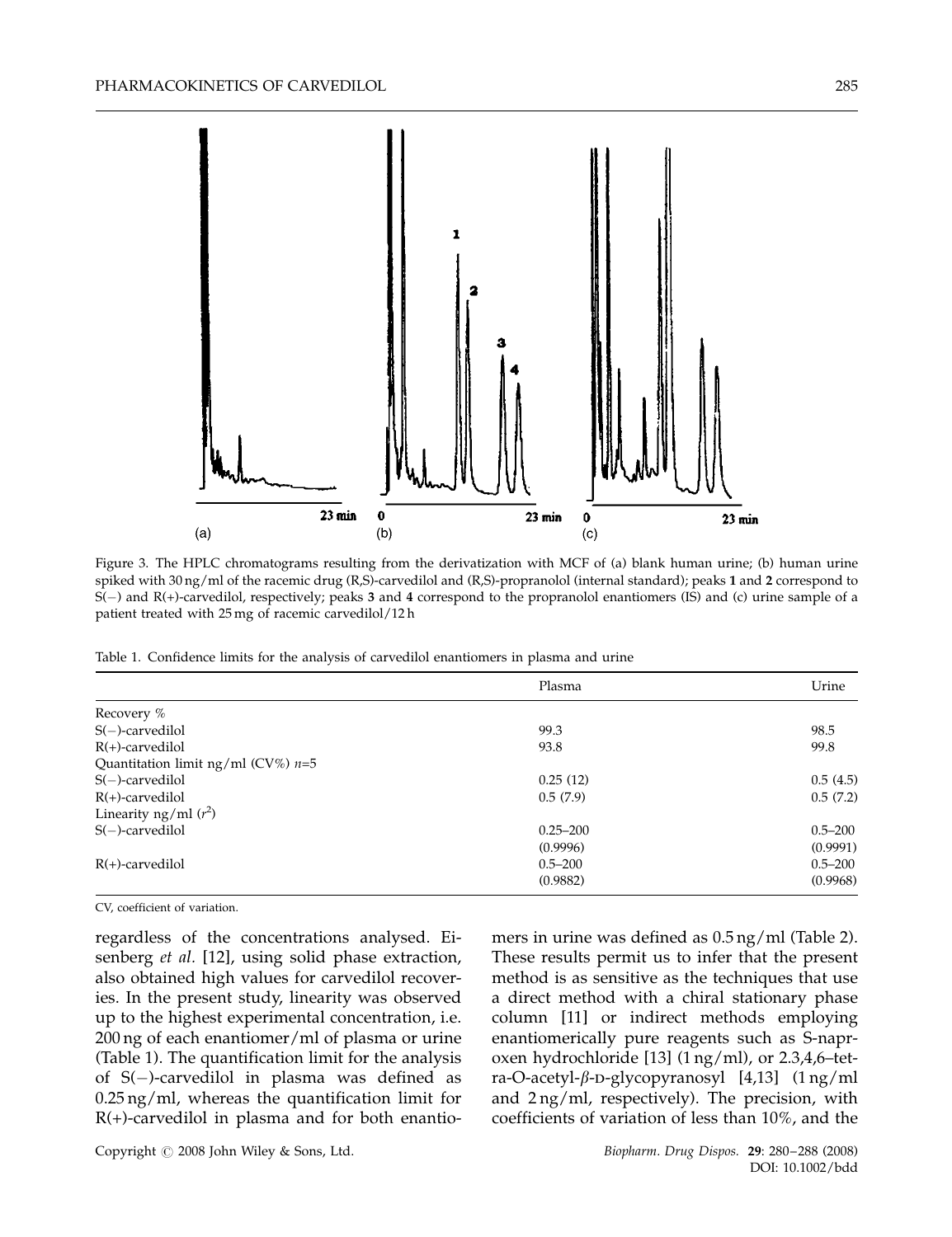23 min

(a)

0

23 min

(b)

0

23 min

(c)

1

2

3

4

Figure 3. The HPLC chromatograms resulting from the derivatization with MCF of (a) blank human urine; (b) human urine spiked with 30 ng/ml of the racemic drug (R,S)-carvedilol and (R,S)-propranolol (internal standard); peaks **1** and **2** correspond to S(−) and R(+)-carvedilol, respectively; peaks **3** and **4** correspond to the propranolol enantiomers (IS) and (c) urine sample of a patient treated with 25 mg of racemic carvedilol/12 h

Table 1. Confidence limits for the analysis of carvedilol enantiomers in plasma and urine

| | Plasma | Urine |
|---|---|---|
| Recovery % | | |
| S(−)-carvedilol | 99.3 | 98.5 |
| R(+)-carvedilol | 93.8 | 99.8 |
| Quantitation limit ng/ml (CV%) $n$=5 | | |
| S(−)-carvedilol | 0.25 (12) | 0.5 (4.5) |
| R(+)-carvedilol | 0.5 (7.9) | 0.5 (7.2) |
| Linearity ng/ml ($r^2$) | | |
| S(−)-carvedilol | 0.25–200 (0.9996) | 0.5–200 (0.9991) |
| R(+)-carvedilol | 0.5–200 (0.9882) | 0.5–200 (0.9968) |

CV, coefficient of variation.

regardless of the concentrations analysed. Eisenberg *et al.* [12], using solid phase extraction, also obtained high values for carvedilol recoveries. In the present study, linearity was observed up to the highest experimental concentration, i.e. 200 ng of each enantiomer/ml of plasma or urine (Table 1). The quantification limit for the analysis of S(−)-carvedilol in plasma was defined as 0.25 ng/ml, whereas the quantification limit for R(+)-carvedilol in plasma and for both enantiomers in urine was defined as 0.5 ng/ml (Table 2). These results permit us to infer that the present method is as sensitive as the techniques that use a direct method with a chiral stationary phase column [11] or indirect methods employing enantiomerically pure reagents such as S-naproxen hydrochloride [13] (1 ng/ml), or 2.3,4,6–tetra-O-acetyl-β-D-glycopyranosyl [4,13] (1 ng/ml and 2 ng/ml, respectively). The precision, with coefficients of variation of less than 10%, and the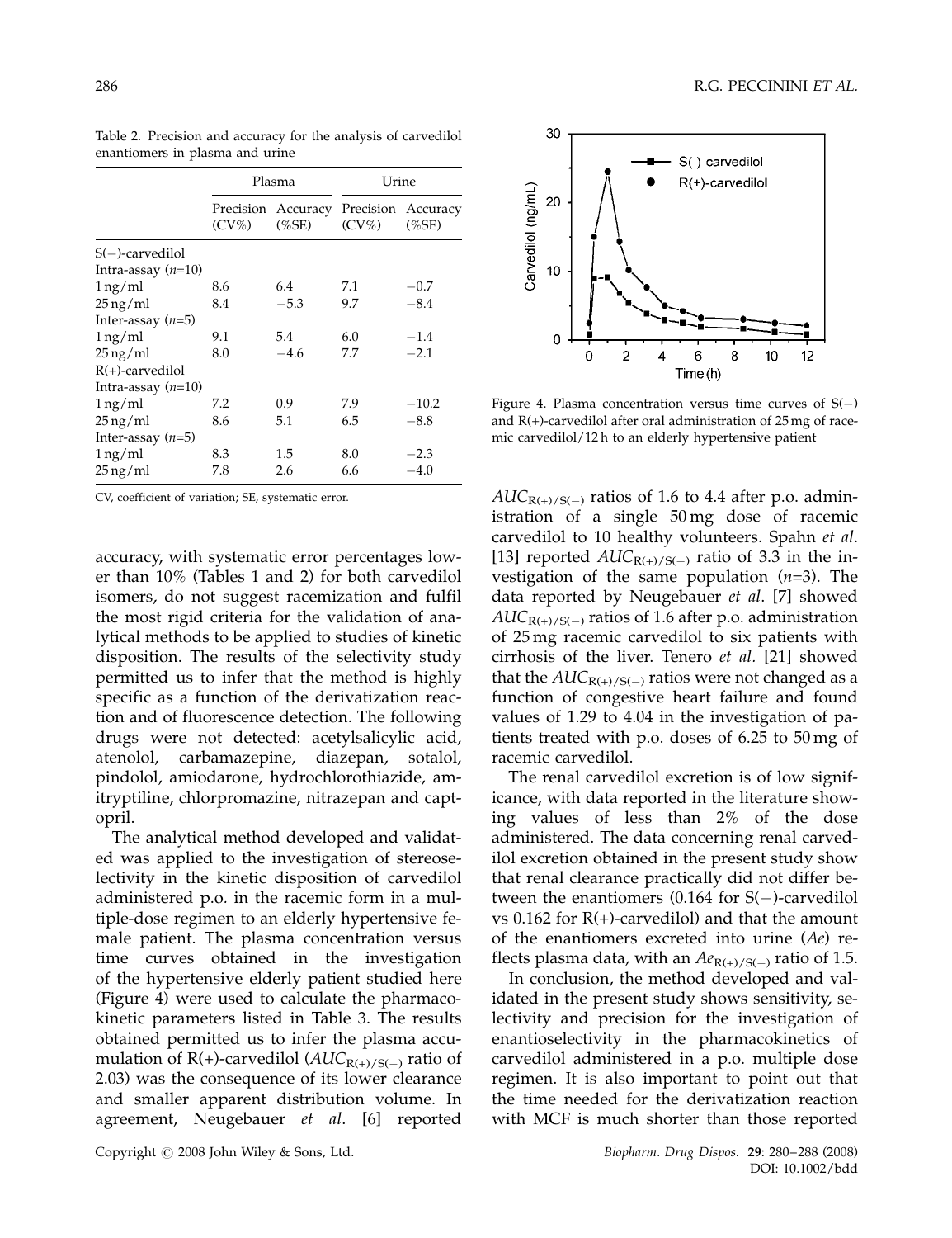Table 2. Precision and accuracy for the analysis of carvedilol enantiomers in plasma and urine

| | Plasma | | Urine | |
|---|---|---|---|---|
| | Precision (CV%) | Accuracy (%SE) | Precision (CV%) | Accuracy (%SE) |
| S(−)-carvedilol | | | | |
| Intra-assay ($n$=10) | | | | |
| 1 ng/ml | 8.6 | 6.4 | 7.1 | −0.7 |
| 25 ng/ml | 8.4 | −5.3 | 9.7 | −8.4 |
| Inter-assay ($n$=5) | | | | |
| 1 ng/ml | 9.1 | 5.4 | 6.0 | −1.4 |
| 25 ng/ml | 8.0 | −4.6 | 7.7 | −2.1 |
| R(+)-carvedilol | | | | |
| Intra-assay ($n$=10) | | | | |
| 1 ng/ml | 7.2 | 0.9 | 7.9 | −10.2 |
| 25 ng/ml | 8.6 | 5.1 | 6.5 | −8.8 |
| Inter-assay ($n$=5) | | | | |
| 1 ng/ml | 8.3 | 1.5 | 8.0 | −2.3 |
| 25 ng/ml | 7.8 | 2.6 | 6.6 | −4.0 |

CV, coefficient of variation; SE, systematic error.

accuracy, with systematic error percentages lower than 10% (Tables 1 and 2) for both carvedilol isomers, do not suggest racemization and fulfil the most rigid criteria for the validation of analytical methods to be applied to studies of kinetic disposition. The results of the selectivity study permitted us to infer that the method is highly specific as a function of the derivatization reaction and of fluorescence detection. The following drugs were not detected: acetylsalicylic acid, atenolol, carbamazepine, diazepan, sotalol, pindolol, amiodarone, hydrochlorothiazide, amitryptiline, chlorpromazine, nitrazepan and captopril.

The analytical method developed and validated was applied to the investigation of stereoselectivity in the kinetic disposition of carvedilol administered p.o. in the racemic form in a multiple-dose regimen to an elderly hypertensive female patient. The plasma concentration versus time curves obtained in the investigation of the hypertensive elderly patient studied here (Figure 4) were used to calculate the pharmacokinetic parameters listed in Table 3. The results obtained permitted us to infer the plasma accumulation of R(+)-carvedilol ($AUC_{R(+)/S(-)}$ ratio of 2.03) was the consequence of its lower clearance and smaller apparent distribution volume. In agreement, Neugebauer *et al*. [6] reported

30
20
10
0
Carvedilol (ng/mL)
0 2 4 6 8 10 12
Time (h)
S(-)-carvedilol
R(+)-carvedilol

Figure 4. Plasma concentration versus time curves of S(−) and R(+)-carvedilol after oral administration of 25 mg of racemic carvedilol/12 h to an elderly hypertensive patient

$AUC_{R(+)/S(-)}$ ratios of 1.6 to 4.4 after p.o. administration of a single 50 mg dose of racemic carvedilol to 10 healthy volunteers. Spahn *et al*. [13] reported $AUC_{R(+)/S(-)}$ ratio of 3.3 in the investigation of the same population ($n$=3). The data reported by Neugebauer *et al*. [7] showed $AUC_{R(+)/S(-)}$ ratios of 1.6 after p.o. administration of 25 mg racemic carvedilol to six patients with cirrhosis of the liver. Tenero *et al*. [21] showed that the $AUC_{R(+)/S(-)}$ ratios were not changed as a function of congestive heart failure and found values of 1.29 to 4.04 in the investigation of patients treated with p.o. doses of 6.25 to 50 mg of racemic carvedilol.

The renal carvedilol excretion is of low significance, with data reported in the literature showing values of less than 2% of the dose administered. The data concerning renal carvedilol excretion obtained in the present study show that renal clearance practically did not differ between the enantiomers (0.164 for S(−)-carvedilol vs 0.162 for R(+)-carvedilol) and that the amount of the enantiomers excreted into urine (*Ae*) reflects plasma data, with an $Ae_{R(+)/S(-)}$ ratio of 1.5.

In conclusion, the method developed and validated in the present study shows sensitivity, selectivity and precision for the investigation of enantioselectivity in the pharmacokinetics of carvedilol administered in a p.o. multiple dose regimen. It is also important to point out that the time needed for the derivatization reaction with MCF is much shorter than those reported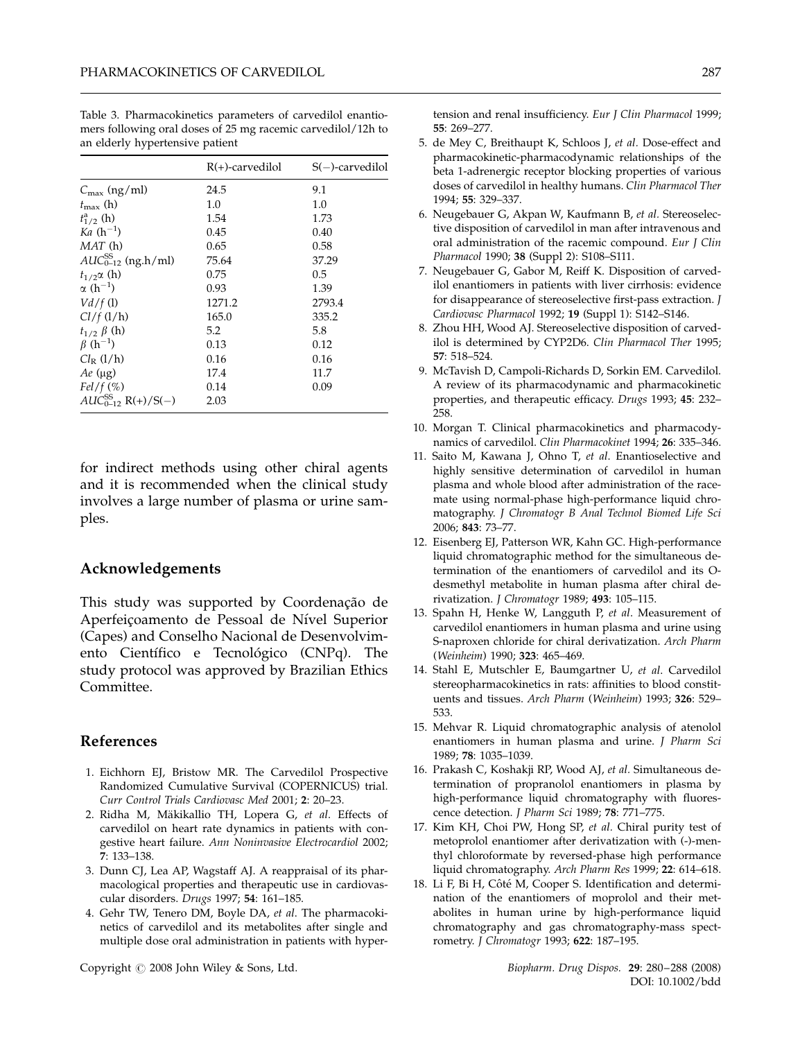Table 3. Pharmacokinetics parameters of carvedilol enantiomers following oral doses of 25 mg racemic carvedilol/12h to an elderly hypertensive patient

| | R(+)-carvedilol | S(−)-carvedilol |
|---|---|---|
| $C_{max}$ (ng/ml) | 24.5 | 9.1 |
| $t_{max}$ (h) | 1.0 | 1.0 |
| $t^{a}_{1/2}$ (h) | 1.54 | 1.73 |
| $Ka$ ($h^{-1}$) | 0.45 | 0.40 |
| $MAT$ (h) | 0.65 | 0.58 |
| $AUC^{SS}_{0-12}$ (ng.h/ml) | 75.64 | 37.29 |
| $t_{1/2}\alpha$ (h) | 0.75 | 0.5 |
| $\alpha$ ($h^{-1}$) | 0.93 | 1.39 |
| $Vd/f$ (l) | 1271.2 | 2793.4 |
| $Cl/f$ (l/h) | 165.0 | 335.2 |
| $t_{1/2}\ \beta$ (h) | 5.2 | 5.8 |
| $\beta$ ($h^{-1}$) | 0.13 | 0.12 |
| $Cl_R$ (l/h) | 0.16 | 0.16 |
| $Ae$ (μg) | 17.4 | 11.7 |
| $Fel/f$ (%) | 0.14 | 0.09 |
| $AUC^{SS}_{0-12}$ R(+)/S(−) | 2.03 | |

for indirect methods using other chiral agents and it is recommended when the clinical study involves a large number of plasma or urine samples.

## Acknowledgements

This study was supported by Coordenação de Aperfeiçoamento de Pessoal de Nível Superior (Capes) and Conselho Nacional de Desenvolvimento Científico e Tecnológico (CNPq). The study protocol was approved by Brazilian Ethics Committee.

## References

1. Eichhorn EJ, Bristow MR. The Carvedilol Prospective Randomized Cumulative Survival (COPERNICUS) trial. *Curr Control Trials Cardiovasc Med* 2001; **2**: 20–23.
2. Ridha M, Mäkikallio TH, Lopera G, *et al*. Effects of carvedilol on heart rate dynamics in patients with congestive heart failure. *Ann Noninvasive Electrocardiol* 2002; **7**: 133–138.
3. Dunn CJ, Lea AP, Wagstaff AJ. A reappraisal of its pharmacological properties and therapeutic use in cardiovascular disorders. *Drugs* 1997; **54**: 161–185.
4. Gehr TW, Tenero DM, Boyle DA, *et al*. The pharmacokinetics of carvedilol and its metabolites after single and multiple dose oral administration in patients with hypertension and renal insufficiency. *Eur J Clin Pharmacol* 1999; **55**: 269–277.
5. de Mey C, Breithaupt K, Schloos J, *et al*. Dose-effect and pharmacokinetic-pharmacodynamic relationships of the beta 1-adrenergic receptor blocking properties of various doses of carvedilol in healthy humans. *Clin Pharmacol Ther* 1994; **55**: 329–337.
6. Neugebauer G, Akpan W, Kaufmann B, *et al*. Stereoselective disposition of carvedilol in man after intravenous and oral administration of the racemic compound. *Eur J Clin Pharmacol* 1990; **38** (Suppl 2): S108–S111.
7. Neugebauer G, Gabor M, Reiff K. Disposition of carvedilol enantiomers in patients with liver cirrhosis: evidence for disappearance of stereoselective first-pass extraction. *J Cardiovasc Pharmacol* 1992; **19** (Suppl 1): S142–S146.
8. Zhou HH, Wood AJ. Stereoselective disposition of carvedilol is determined by CYP2D6. *Clin Pharmacol Ther* 1995; **57**: 518–524.
9. McTavish D, Campoli-Richards D, Sorkin EM. Carvedilol. A review of its pharmacodynamic and pharmacokinetic properties, and therapeutic efficacy. *Drugs* 1993; **45**: 232–258.
10. Morgan T. Clinical pharmacokinetics and pharmacodynamics of carvedilol. *Clin Pharmacokinet* 1994; **26**: 335–346.
11. Saito M, Kawana J, Ohno T, *et al*. Enantioselective and highly sensitive determination of carvedilol in human plasma and whole blood after administration of the racemate using normal-phase high-performance liquid chromatography. *J Chromatogr B Anal Technol Biomed Life Sci* 2006; **843**: 73–77.
12. Eisenberg EJ, Patterson WR, Kahn GC. High-performance liquid chromatographic method for the simultaneous determination of the enantiomers of carvedilol and its O-desmethyl metabolite in human plasma after chiral derivatization. *J Chromatogr* 1989; **493**: 105–115.
13. Spahn H, Henke W, Langguth P, *et al*. Measurement of carvedilol enantiomers in human plasma and urine using S-naproxen chloride for chiral derivatization. *Arch Pharm* (*Weinheim*) 1990; **323**: 465–469.
14. Stahl E, Mutschler E, Baumgartner U, *et al*. Carvedilol stereopharmacokinetics in rats: affinities to blood constituents and tissues. *Arch Pharm* (*Weinheim*) 1993; **326**: 529–533.
15. Mehvar R. Liquid chromatographic analysis of atenolol enantiomers in human plasma and urine. *J Pharm Sci* 1989; **78**: 1035–1039.
16. Prakash C, Koshakji RP, Wood AJ, *et al*. Simultaneous determination of propranolol enantiomers in plasma by high-performance liquid chromatography with fluorescence detection. *J Pharm Sci* 1989; **78**: 771–775.
17. Kim KH, Choi PW, Hong SP, *et al*. Chiral purity test of metoprolol enantiomer after derivatization with (-)-menthyl chloroformate by reversed-phase high performance liquid chromatography. *Arch Pharm Res* 1999; **22**: 614–618.
18. Li F, Bi H, Côté M, Cooper S. Identification and determination of the enantiomers of moprolol and their metabolites in human urine by high-performance liquid chromatography and gas chromatography-mass spectrometry. *J Chromatogr* 1993; **622**: 187–195.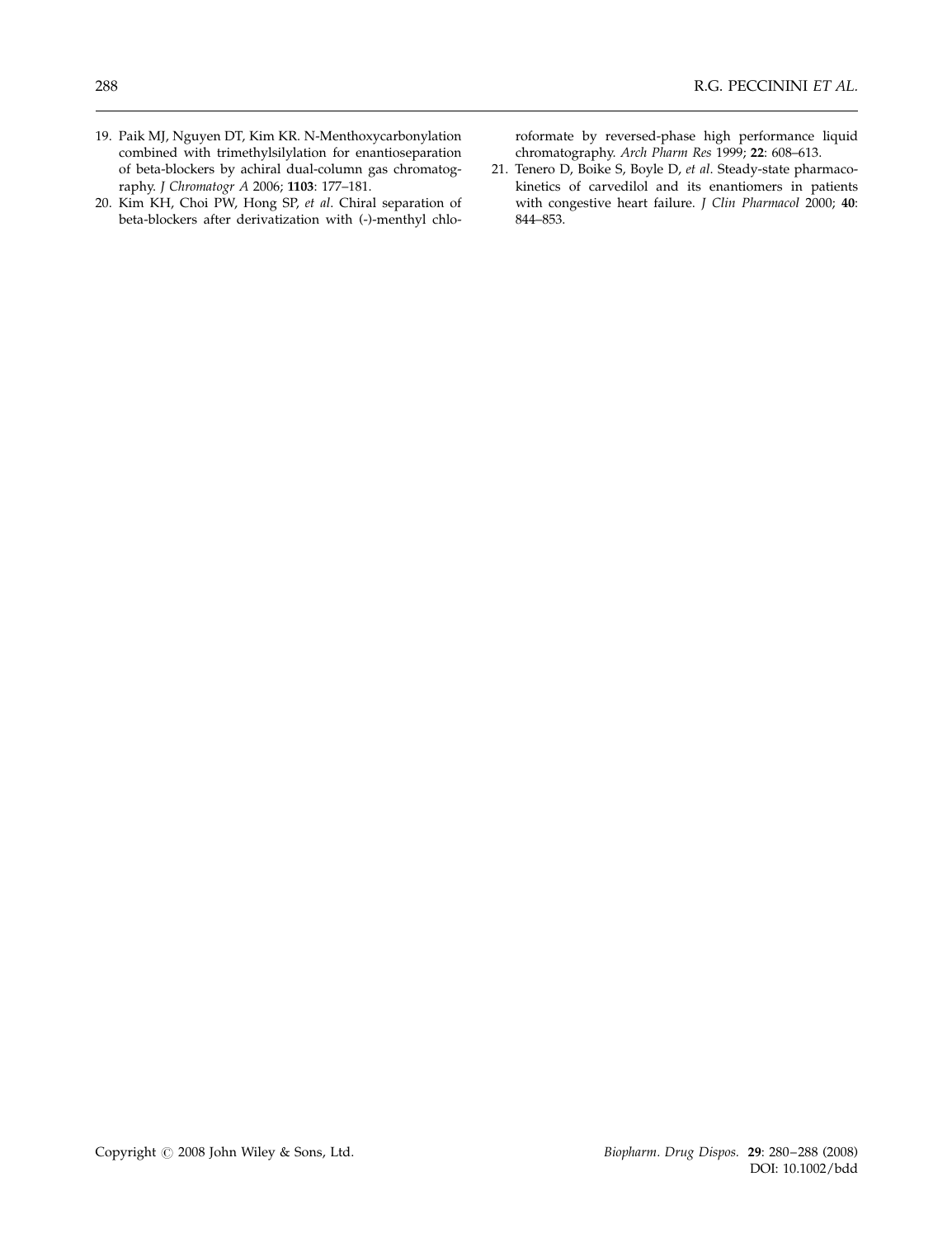19. Paik MJ, Nguyen DT, Kim KR. N-Menthoxycarbonylation combined with trimethylsilylation for enantioseparation of beta-blockers by achiral dual-column gas chromatography. *J Chromatogr A* 2006; **1103**: 177–181.
20. Kim KH, Choi PW, Hong SP, *et al*. Chiral separation of beta-blockers after derivatization with (-)-menthyl chloroformate by reversed-phase high performance liquid chromatography. *Arch Pharm Res* 1999; **22**: 608–613.
21. Tenero D, Boike S, Boyle D, *et al*. Steady-state pharmacokinetics of carvedilol and its enantiomers in patients with congestive heart failure. *J Clin Pharmacol* 2000; **40**: 844–853.